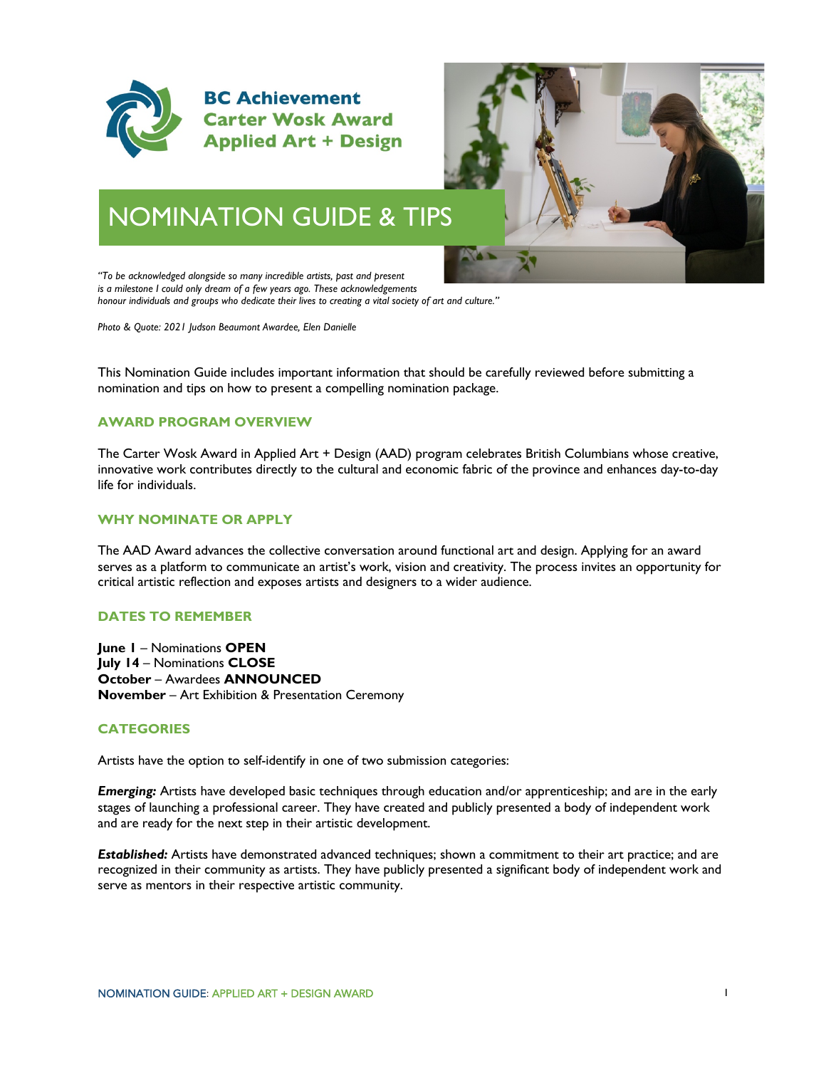**BC Achievement**
**Carter Wosk Award**
**Applied Art + Design**

# NOMINATION GUIDE & TIPS

*"To be acknowledged alongside so many incredible artists, past and present is a milestone I could only dream of a few years ago. These acknowledgements honour individuals and groups who dedicate their lives to creating a vital society of art and culture."*

*Photo & Quote: 2021 Judson Beaumont Awardee, Elen Danielle*

This Nomination Guide includes important information that should be carefully reviewed before submitting a nomination and tips on how to present a compelling nomination package.

## AWARD PROGRAM OVERVIEW

The Carter Wosk Award in Applied Art + Design (AAD) program celebrates British Columbians whose creative, innovative work contributes directly to the cultural and economic fabric of the province and enhances day-to-day life for individuals.

## WHY NOMINATE OR APPLY

The AAD Award advances the collective conversation around functional art and design. Applying for an award serves as a platform to communicate an artist's work, vision and creativity. The process invites an opportunity for critical artistic reflection and exposes artists and designers to a wider audience.

## DATES TO REMEMBER

**June 1** – Nominations **OPEN**
**July 14** – Nominations **CLOSE**
**October** – Awardees **ANNOUNCED**
**November** – Art Exhibition & Presentation Ceremony

## CATEGORIES

Artists have the option to self-identify in one of two submission categories:

***Emerging:*** Artists have developed basic techniques through education and/or apprenticeship; and are in the early stages of launching a professional career. They have created and publicly presented a body of independent work and are ready for the next step in their artistic development.

***Established:*** Artists have demonstrated advanced techniques; shown a commitment to their art practice; and are recognized in their community as artists. They have publicly presented a significant body of independent work and serve as mentors in their respective artistic community.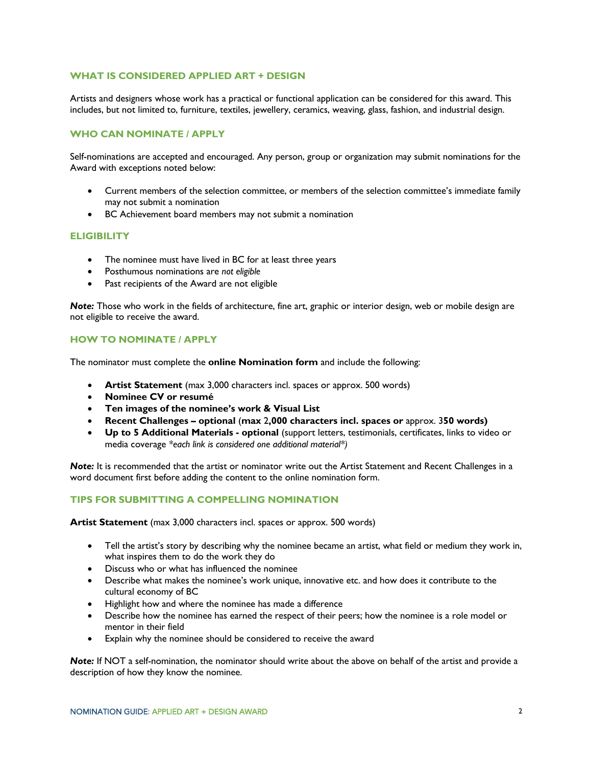## WHAT IS CONSIDERED APPLIED ART + DESIGN

Artists and designers whose work has a practical or functional application can be considered for this award. This includes, but not limited to, furniture, textiles, jewellery, ceramics, weaving, glass, fashion, and industrial design.

## WHO CAN NOMINATE / APPLY

Self-nominations are accepted and encouraged. Any person, group or organization may submit nominations for the Award with exceptions noted below:

- Current members of the selection committee, or members of the selection committee's immediate family may not submit a nomination
- BC Achievement board members may not submit a nomination

## ELIGIBILITY

- The nominee must have lived in BC for at least three years
- Posthumous nominations are *not eligible*
- Past recipients of the Award are not eligible

***Note:*** Those who work in the fields of architecture, fine art, graphic or interior design, web or mobile design are not eligible to receive the award.

## HOW TO NOMINATE / APPLY

The nominator must complete the **online Nomination form** and include the following:

- **Artist Statement** (max 3,000 characters incl. spaces or approx. 500 words)
- **Nominee CV or resumé**
- **Ten images of the nominee's work & Visual List**
- **Recent Challenges – optional** (**max** 2**,000 characters incl. spaces or** approx. 3**50 words)**
- **Up to 5 Additional Materials - optional** (support letters, testimonials, certificates, links to video or media coverage *\*each link is considered one additional material\*)*

***Note:*** It is recommended that the artist or nominator write out the Artist Statement and Recent Challenges in a word document first before adding the content to the online nomination form.

## TIPS FOR SUBMITTING A COMPELLING NOMINATION

**Artist Statement** (max 3,000 characters incl. spaces or approx. 500 words)

- Tell the artist's story by describing why the nominee became an artist, what field or medium they work in, what inspires them to do the work they do
- Discuss who or what has influenced the nominee
- Describe what makes the nominee's work unique, innovative etc. and how does it contribute to the cultural economy of BC
- Highlight how and where the nominee has made a difference
- Describe how the nominee has earned the respect of their peers; how the nominee is a role model or mentor in their field
- Explain why the nominee should be considered to receive the award

***Note:*** If NOT a self-nomination, the nominator should write about the above on behalf of the artist and provide a description of how they know the nominee.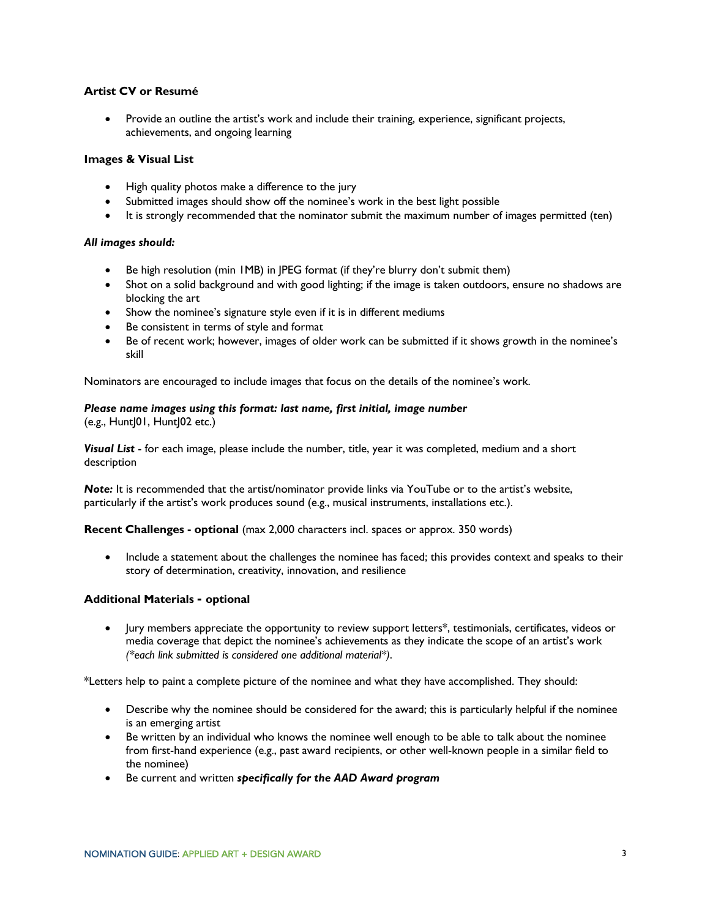### Artist CV or Resumé

- Provide an outline the artist's work and include their training, experience, significant projects, achievements, and ongoing learning

### Images & Visual List

- High quality photos make a difference to the jury
- Submitted images should show off the nominee's work in the best light possible
- It is strongly recommended that the nominator submit the maximum number of images permitted (ten)

***All images should:***

- Be high resolution (min 1MB) in JPEG format (if they're blurry don't submit them)
- Shot on a solid background and with good lighting; if the image is taken outdoors, ensure no shadows are blocking the art
- Show the nominee's signature style even if it is in different mediums
- Be consistent in terms of style and format
- Be of recent work; however, images of older work can be submitted if it shows growth in the nominee's skill

Nominators are encouraged to include images that focus on the details of the nominee's work.

***Please name images using this format: last name, first initial, image number***
(e.g., HuntJ01, HuntJ02 etc.)

***Visual List*** - for each image, please include the number, title, year it was completed, medium and a short description

***Note:*** It is recommended that the artist/nominator provide links via YouTube or to the artist's website, particularly if the artist's work produces sound (e.g., musical instruments, installations etc.).

**Recent Challenges - optional** (max 2,000 characters incl. spaces or approx. 350 words)

- Include a statement about the challenges the nominee has faced; this provides context and speaks to their story of determination, creativity, innovation, and resilience

### Additional Materials - optional

- Jury members appreciate the opportunity to review support letters*, testimonials, certificates, videos or media coverage that depict the nominee's achievements as they indicate the scope of an artist's work *(*each link submitted is considered one additional material*)*.

*Letters help to paint a complete picture of the nominee and what they have accomplished. They should:

- Describe why the nominee should be considered for the award; this is particularly helpful if the nominee is an emerging artist
- Be written by an individual who knows the nominee well enough to be able to talk about the nominee from first-hand experience (e.g., past award recipients, or other well-known people in a similar field to the nominee)
- Be current and written ***specifically for the AAD Award program***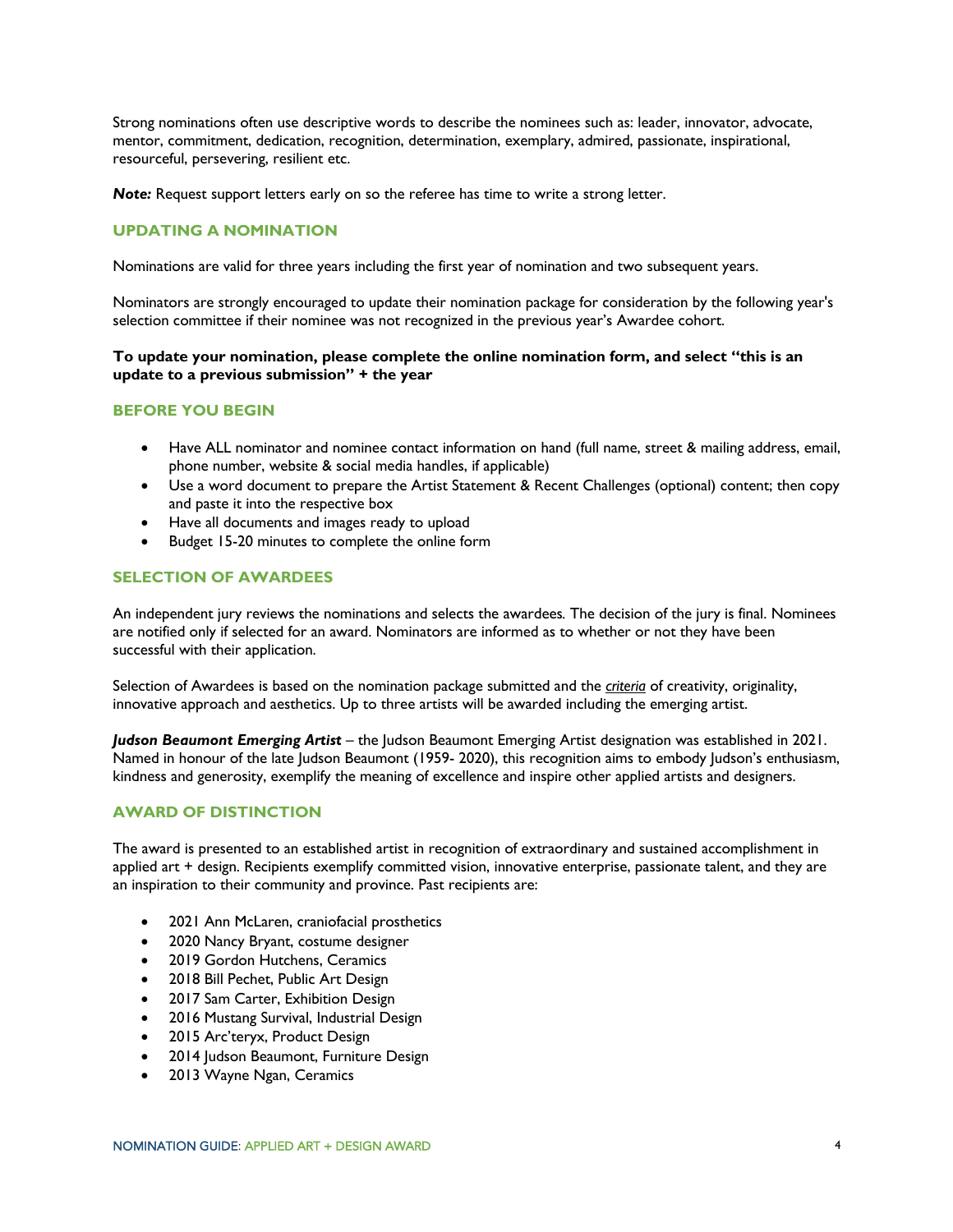Strong nominations often use descriptive words to describe the nominees such as: leader, innovator, advocate, mentor, commitment, dedication, recognition, determination, exemplary, admired, passionate, inspirational, resourceful, persevering, resilient etc.

***Note:*** Request support letters early on so the referee has time to write a strong letter.

## UPDATING A NOMINATION

Nominations are valid for three years including the first year of nomination and two subsequent years.

Nominators are strongly encouraged to update their nomination package for consideration by the following year's selection committee if their nominee was not recognized in the previous year's Awardee cohort.

**To update your nomination, please complete the online nomination form, and select "this is an update to a previous submission" + the year**

## BEFORE YOU BEGIN

- Have ALL nominator and nominee contact information on hand (full name, street & mailing address, email, phone number, website & social media handles, if applicable)
- Use a word document to prepare the Artist Statement & Recent Challenges (optional) content; then copy and paste it into the respective box
- Have all documents and images ready to upload
- Budget 15-20 minutes to complete the online form

## SELECTION OF AWARDEES

An independent jury reviews the nominations and selects the awardees. The decision of the jury is final. Nominees are notified only if selected for an award. Nominators are informed as to whether or not they have been successful with their application.

Selection of Awardees is based on the nomination package submitted and the *criteria* of creativity, originality, innovative approach and aesthetics. Up to three artists will be awarded including the emerging artist.

***Judson Beaumont Emerging Artist*** – the Judson Beaumont Emerging Artist designation was established in 2021. Named in honour of the late Judson Beaumont (1959- 2020), this recognition aims to embody Judson's enthusiasm, kindness and generosity, exemplify the meaning of excellence and inspire other applied artists and designers.

## AWARD OF DISTINCTION

The award is presented to an established artist in recognition of extraordinary and sustained accomplishment in applied art + design. Recipients exemplify committed vision, innovative enterprise, passionate talent, and they are an inspiration to their community and province. Past recipients are:

- 2021 Ann McLaren, craniofacial prosthetics
- 2020 Nancy Bryant, costume designer
- 2019 Gordon Hutchens, Ceramics
- 2018 Bill Pechet, Public Art Design
- 2017 Sam Carter, Exhibition Design
- 2016 Mustang Survival, Industrial Design
- 2015 Arc'teryx, Product Design
- 2014 Judson Beaumont, Furniture Design
- 2013 Wayne Ngan, Ceramics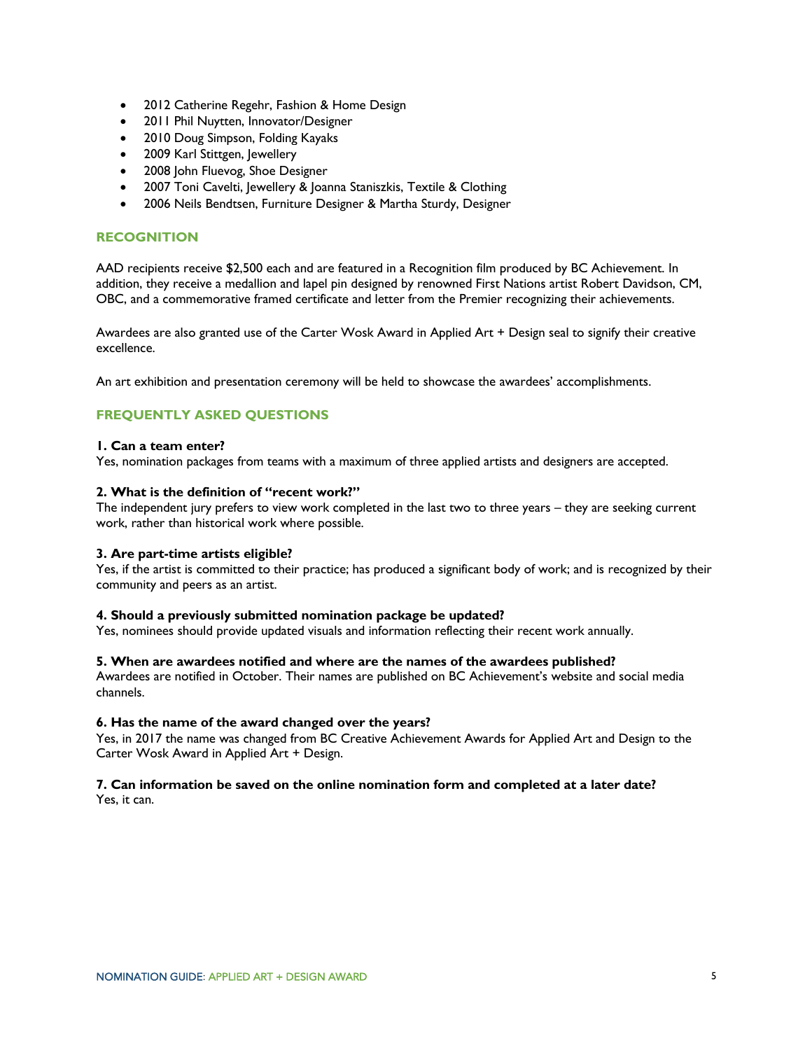- 2012 Catherine Regehr, Fashion & Home Design
- 2011 Phil Nuytten, Innovator/Designer
- 2010 Doug Simpson, Folding Kayaks
- 2009 Karl Stittgen, Jewellery
- 2008 John Fluevog, Shoe Designer
- 2007 Toni Cavelti, Jewellery & Joanna Staniszkis, Textile & Clothing
- 2006 Neils Bendtsen, Furniture Designer & Martha Sturdy, Designer

## RECOGNITION

AAD recipients receive $2,500 each and are featured in a Recognition film produced by BC Achievement. In addition, they receive a medallion and lapel pin designed by renowned First Nations artist Robert Davidson, CM, OBC, and a commemorative framed certificate and letter from the Premier recognizing their achievements.

Awardees are also granted use of the Carter Wosk Award in Applied Art + Design seal to signify their creative excellence.

An art exhibition and presentation ceremony will be held to showcase the awardees' accomplishments.

## FREQUENTLY ASKED QUESTIONS

**1. Can a team enter?**
Yes, nomination packages from teams with a maximum of three applied artists and designers are accepted.

**2. What is the definition of "recent work?"**
The independent jury prefers to view work completed in the last two to three years – they are seeking current work, rather than historical work where possible.

**3. Are part-time artists eligible?**
Yes, if the artist is committed to their practice; has produced a significant body of work; and is recognized by their community and peers as an artist.

**4. Should a previously submitted nomination package be updated?**
Yes, nominees should provide updated visuals and information reflecting their recent work annually.

**5. When are awardees notified and where are the names of the awardees published?**
Awardees are notified in October. Their names are published on BC Achievement's website and social media channels.

**6. Has the name of the award changed over the years?**
Yes, in 2017 the name was changed from BC Creative Achievement Awards for Applied Art and Design to the Carter Wosk Award in Applied Art + Design.

**7. Can information be saved on the online nomination form and completed at a later date?**
Yes, it can.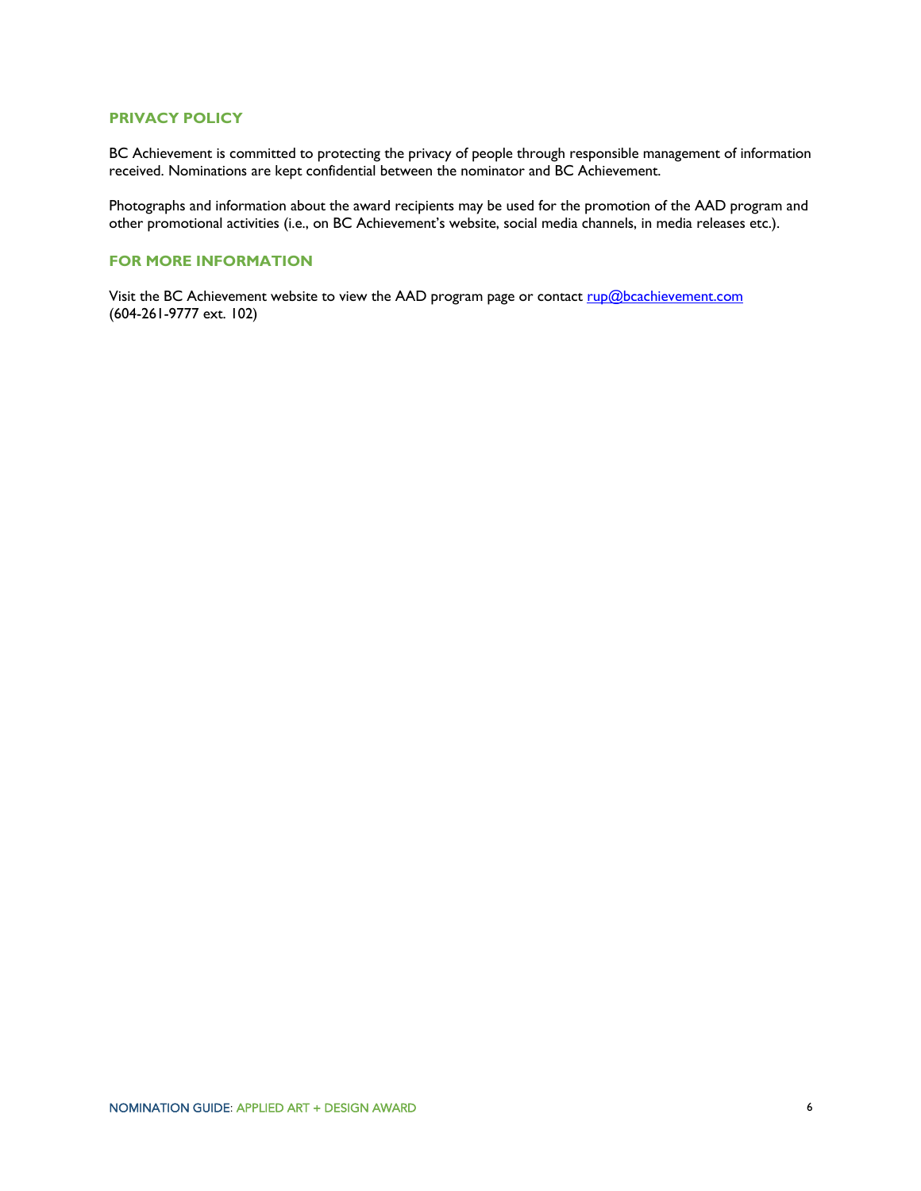## PRIVACY POLICY

BC Achievement is committed to protecting the privacy of people through responsible management of information received. Nominations are kept confidential between the nominator and BC Achievement.

Photographs and information about the award recipients may be used for the promotion of the AAD program and other promotional activities (i.e., on BC Achievement's website, social media channels, in media releases etc.).

## FOR MORE INFORMATION

Visit the BC Achievement website to view the AAD program page or contact rup@bcachievement.com (604-261-9777 ext. 102)